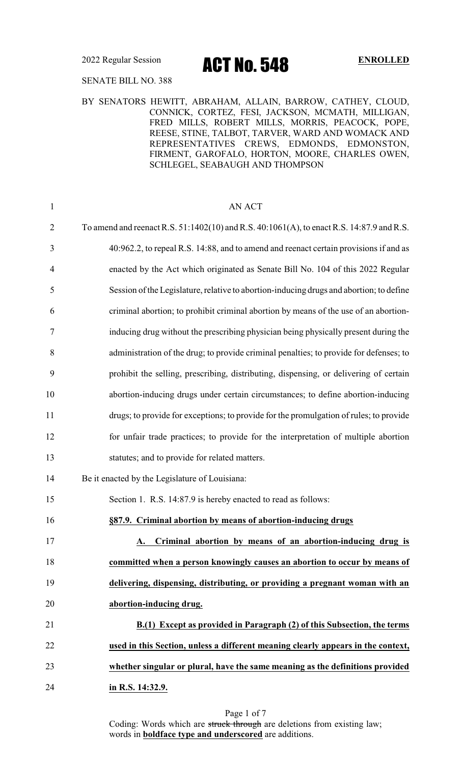2022 Regular Session

# ACT No. 548

**ENROLLED**

SENATE BILL NO. 388

BY SENATORS HEWITT, ABRAHAM, ALLAIN, BARROW, CATHEY, CLOUD, CONNICK, CORTEZ, FESI, JACKSON, MCMATH, MILLIGAN, FRED MILLS, ROBERT MILLS, MORRIS, PEACOCK, POPE, REESE, STINE, TALBOT, TARVER, WARD AND WOMACK AND REPRESENTATIVES CREWS, EDMONDS, EDMONSTON, FIRMENT, GAROFALO, HORTON, MOORE, CHARLES OWEN, SCHLEGEL, SEABAUGH AND THOMPSON

AN ACT

To amend and reenact R.S. 51:1402(10) and R.S. 40:1061(A), to enact R.S. 14:87.9 and R.S. 40:962.2, to repeal R.S. 14:88, and to amend and reenact certain provisions if and as enacted by the Act which originated as Senate Bill No. 104 of this 2022 Regular Session of the Legislature, relative to abortion-inducing drugs and abortion; to define criminal abortion; to prohibit criminal abortion by means of the use of an abortion-inducing drug without the prescribing physician being physically present during the administration of the drug; to provide criminal penalties; to provide for defenses; to prohibit the selling, prescribing, distributing, dispensing, or delivering of certain abortion-inducing drugs under certain circumstances; to define abortion-inducing drugs; to provide for exceptions; to provide for the promulgation of rules; to provide for unfair trade practices; to provide for the interpretation of multiple abortion statutes; and to provide for related matters.

Be it enacted by the Legislature of Louisiana:

Section 1. R.S. 14:87.9 is hereby enacted to read as follows:

**§87.9. Criminal abortion by means of abortion-inducing drugs**

**A. Criminal abortion by means of an abortion-inducing drug is committed when a person knowingly causes an abortion to occur by means of delivering, dispensing, distributing, or providing a pregnant woman with an abortion-inducing drug.**

**B.(1) Except as provided in Paragraph (2) of this Subsection, the terms used in this Section, unless a different meaning clearly appears in the context, whether singular or plural, have the same meaning as the definitions provided in R.S. 14:32.9.**

Coding: Words which are ~~struck through~~ are deletions from existing law; words in **boldface type and underscored** are additions.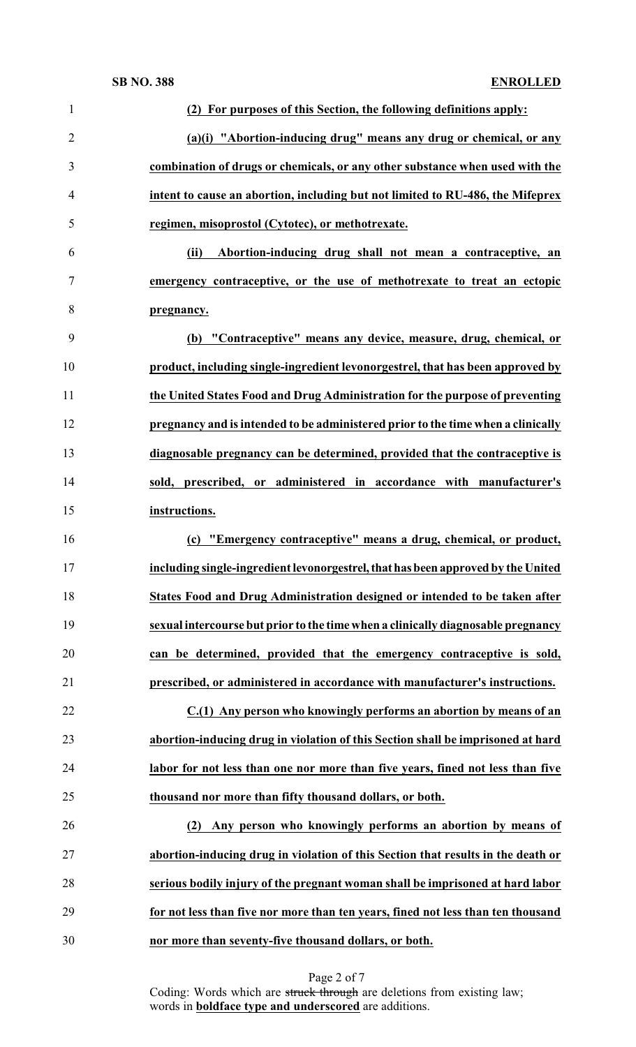**(2) For purposes of this Section, the following definitions apply:**

**(a)(i) "Abortion-inducing drug" means any drug or chemical, or any combination of drugs or chemicals, or any other substance when used with the intent to cause an abortion, including but not limited to RU-486, the Mifeprex regimen, misoprostol (Cytotec), or methotrexate.**

**(ii) Abortion-inducing drug shall not mean a contraceptive, an emergency contraceptive, or the use of methotrexate to treat an ectopic pregnancy.**

**(b) "Contraceptive" means any device, measure, drug, chemical, or product, including single-ingredient levonorgestrel, that has been approved by the United States Food and Drug Administration for the purpose of preventing pregnancy and is intended to be administered prior to the time when a clinically diagnosable pregnancy can be determined, provided that the contraceptive is sold, prescribed, or administered in accordance with manufacturer's instructions.**

**(c) "Emergency contraceptive" means a drug, chemical, or product, including single-ingredient levonorgestrel, that has been approved by the United States Food and Drug Administration designed or intended to be taken after sexual intercourse but prior to the time when a clinically diagnosable pregnancy can be determined, provided that the emergency contraceptive is sold, prescribed, or administered in accordance with manufacturer's instructions.**

**C.(1) Any person who knowingly performs an abortion by means of an abortion-inducing drug in violation of this Section shall be imprisoned at hard labor for not less than one nor more than five years, fined not less than five thousand nor more than fifty thousand dollars, or both.**

**(2) Any person who knowingly performs an abortion by means of abortion-inducing drug in violation of this Section that results in the death or serious bodily injury of the pregnant woman shall be imprisoned at hard labor for not less than five nor more than ten years, fined not less than ten thousand nor more than seventy-five thousand dollars, or both.**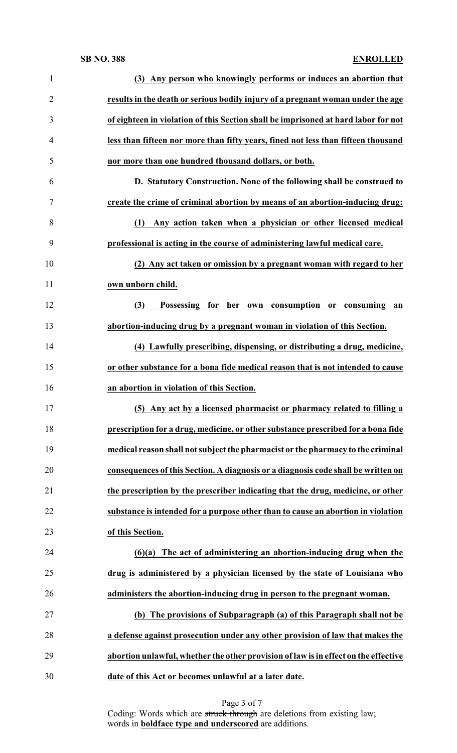**(3) Any person who knowingly performs or induces an abortion that results in the death or serious bodily injury of a pregnant woman under the age of eighteen in violation of this Section shall be imprisoned at hard labor for not less than fifteen nor more than fifty years, fined not less than fifteen thousand nor more than one hundred thousand dollars, or both.**

**D. Statutory Construction. None of the following shall be construed to create the crime of criminal abortion by means of an abortion-inducing drug:**

**(1) Any action taken when a physician or other licensed medical professional is acting in the course of administering lawful medical care.**

**(2) Any act taken or omission by a pregnant woman with regard to her own unborn child.**

**(3) Possessing for her own consumption or consuming an abortion-inducing drug by a pregnant woman in violation of this Section.**

**(4) Lawfully prescribing, dispensing, or distributing a drug, medicine, or other substance for a bona fide medical reason that is not intended to cause an abortion in violation of this Section.**

**(5) Any act by a licensed pharmacist or pharmacy related to filling a prescription for a drug, medicine, or other substance prescribed for a bona fide medical reason shall not subject the pharmacist or the pharmacy to the criminal consequences of this Section. A diagnosis or a diagnosis code shall be written on the prescription by the prescriber indicating that the drug, medicine, or other substance is intended for a purpose other than to cause an abortion in violation of this Section.**

**(6)(a) The act of administering an abortion-inducing drug when the drug is administered by a physician licensed by the state of Louisiana who administers the abortion-inducing drug in person to the pregnant woman.**

**(b) The provisions of Subparagraph (a) of this Paragraph shall not be a defense against prosecution under any other provision of law that makes the abortion unlawful, whether the other provision of law is in effect on the effective date of this Act or becomes unlawful at a later date.**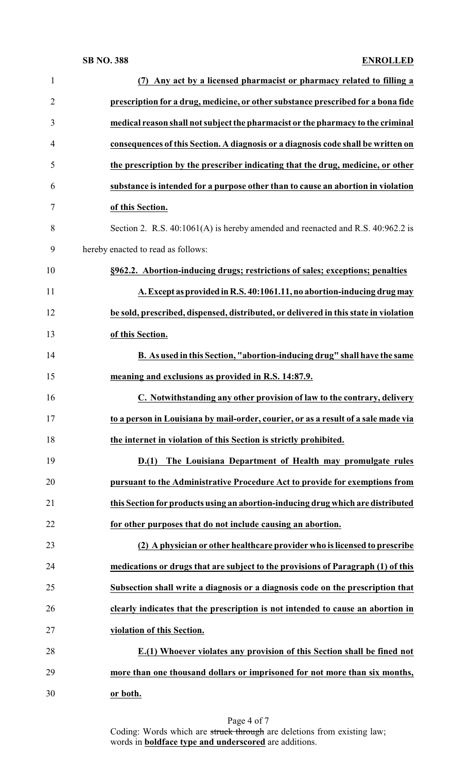**(7) Any act by a licensed pharmacist or pharmacy related to filling a prescription for a drug, medicine, or other substance prescribed for a bona fide medical reason shall not subject the pharmacist or the pharmacy to the criminal consequences of this Section. A diagnosis or a diagnosis code shall be written on the prescription by the prescriber indicating that the drug, medicine, or other substance is intended for a purpose other than to cause an abortion in violation of this Section.**

Section 2. R.S. 40:1061(A) is hereby amended and reenacted and R.S. 40:962.2 is hereby enacted to read as follows:

**§962.2. Abortion-inducing drugs; restrictions of sales; exceptions; penalties**

**A. Except as provided in R.S. 40:1061.11, no abortion-inducing drug may be sold, prescribed, dispensed, distributed, or delivered in this state in violation of this Section.**

**B. As used in this Section, "abortion-inducing drug" shall have the same meaning and exclusions as provided in R.S. 14:87.9.**

**C. Notwithstanding any other provision of law to the contrary, delivery to a person in Louisiana by mail-order, courier, or as a result of a sale made via the internet in violation of this Section is strictly prohibited.**

**D.(1) The Louisiana Department of Health may promulgate rules pursuant to the Administrative Procedure Act to provide for exemptions from this Section for products using an abortion-inducing drug which are distributed for other purposes that do not include causing an abortion.**

**(2) A physician or other healthcare provider who is licensed to prescribe medications or drugs that are subject to the provisions of Paragraph (1) of this Subsection shall write a diagnosis or a diagnosis code on the prescription that clearly indicates that the prescription is not intended to cause an abortion in violation of this Section.**

**E.(1) Whoever violates any provision of this Section shall be fined not more than one thousand dollars or imprisoned for not more than six months, or both.**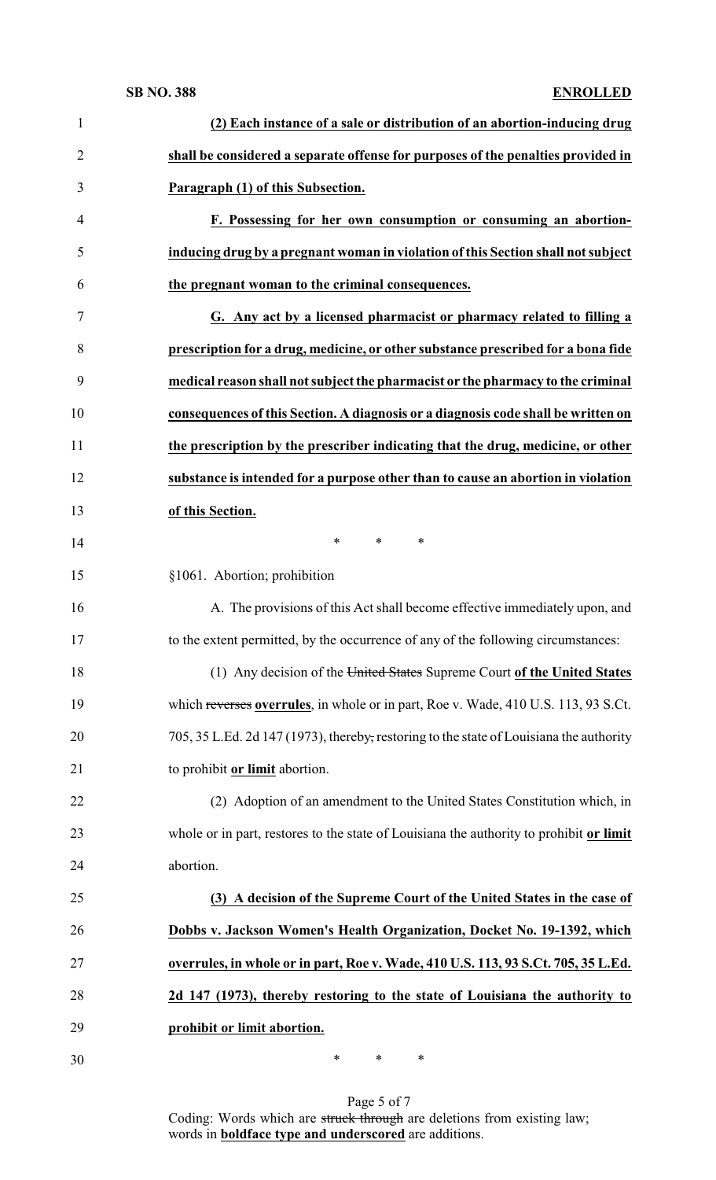**(2) Each instance of a sale or distribution of an abortion-inducing drug shall be considered a separate offense for purposes of the penalties provided in Paragraph (1) of this Subsection.**

**F. Possessing for her own consumption or consuming an abortion-inducing drug by a pregnant woman in violation of this Section shall not subject the pregnant woman to the criminal consequences.**

**G. Any act by a licensed pharmacist or pharmacy related to filling a prescription for a drug, medicine, or other substance prescribed for a bona fide medical reason shall not subject the pharmacist or the pharmacy to the criminal consequences of this Section. A diagnosis or a diagnosis code shall be written on the prescription by the prescriber indicating that the drug, medicine, or other substance is intended for a purpose other than to cause an abortion in violation of this Section.**

\* \* \*

§1061. Abortion; prohibition

A. The provisions of this Act shall become effective immediately upon, and to the extent permitted, by the occurrence of any of the following circumstances:

(1) Any decision of the ~~United States~~ Supreme Court **of the United States** which ~~reverses~~ **overrules**, in whole or in part, Roe v. Wade, 410 U.S. 113, 93 S.Ct. 705, 35 L.Ed. 2d 147 (1973), thereby~~,~~ restoring to the state of Louisiana the authority to prohibit **or limit** abortion.

(2) Adoption of an amendment to the United States Constitution which, in whole or in part, restores to the state of Louisiana the authority to prohibit **or limit** abortion.

**(3) A decision of the Supreme Court of the United States in the case of Dobbs v. Jackson Women's Health Organization, Docket No. 19-1392, which overrules, in whole or in part, Roe v. Wade, 410 U.S. 113, 93 S.Ct. 705, 35 L.Ed. 2d 147 (1973), thereby restoring to the state of Louisiana the authority to prohibit or limit abortion.**

\* \* \*

Coding: Words which are ~~struck through~~ are deletions from existing law; words in **boldface type and underscored** are additions.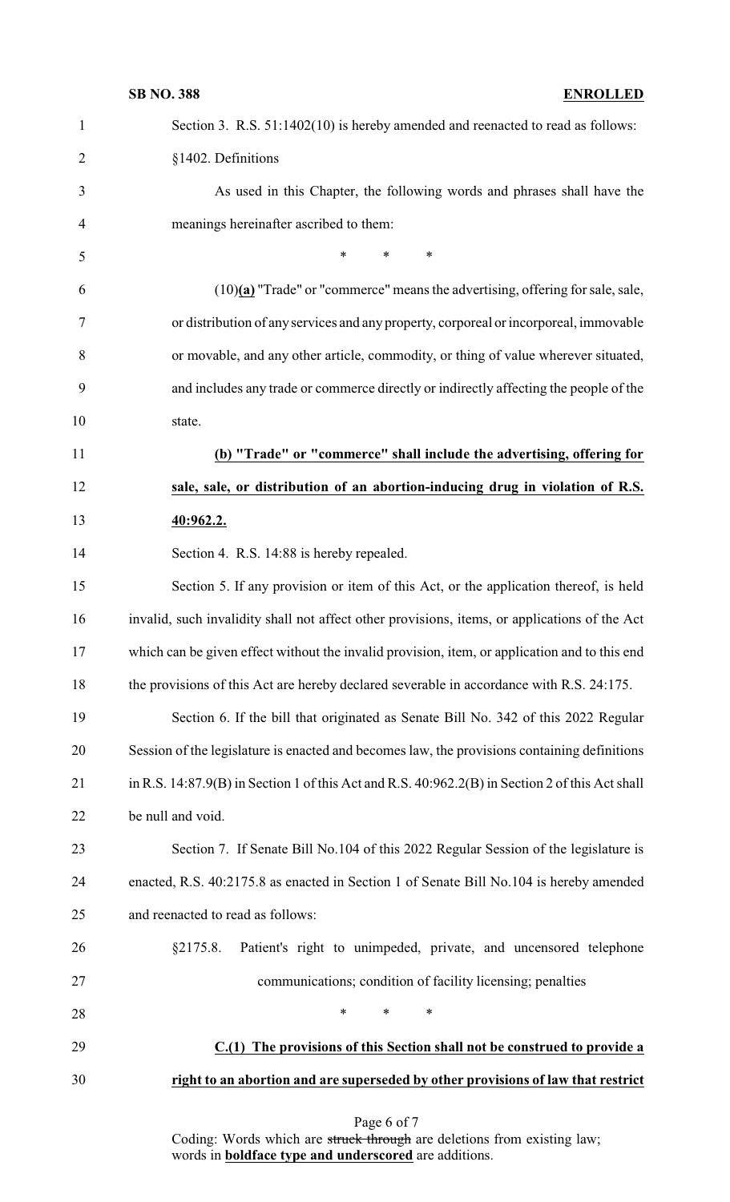Section 3. R.S. 51:1402(10) is hereby amended and reenacted to read as follows:

§1402. Definitions

As used in this Chapter, the following words and phrases shall have the meanings hereinafter ascribed to them:

\* \* \*

(10)**(a)** "Trade" or "commerce" means the advertising, offering for sale, sale, or distribution of any services and any property, corporeal or incorporeal, immovable or movable, and any other article, commodity, or thing of value wherever situated, and includes any trade or commerce directly or indirectly affecting the people of the state.

**(b) "Trade" or "commerce" shall include the advertising, offering for sale, sale, or distribution of an abortion-inducing drug in violation of R.S. 40:962.2.**

Section 4. R.S. 14:88 is hereby repealed.

Section 5. If any provision or item of this Act, or the application thereof, is held invalid, such invalidity shall not affect other provisions, items, or applications of the Act which can be given effect without the invalid provision, item, or application and to this end the provisions of this Act are hereby declared severable in accordance with R.S. 24:175.

Section 6. If the bill that originated as Senate Bill No. 342 of this 2022 Regular Session of the legislature is enacted and becomes law, the provisions containing definitions in R.S. 14:87.9(B) in Section 1 of this Act and R.S. 40:962.2(B) in Section 2 of this Act shall be null and void.

Section 7. If Senate Bill No.104 of this 2022 Regular Session of the legislature is enacted, R.S. 40:2175.8 as enacted in Section 1 of Senate Bill No.104 is hereby amended and reenacted to read as follows:

§2175.8. Patient's right to unimpeded, private, and uncensored telephone communications; condition of facility licensing; penalties

\* \* \*

**C.(1) The provisions of this Section shall not be construed to provide a right to an abortion and are superseded by other provisions of law that restrict**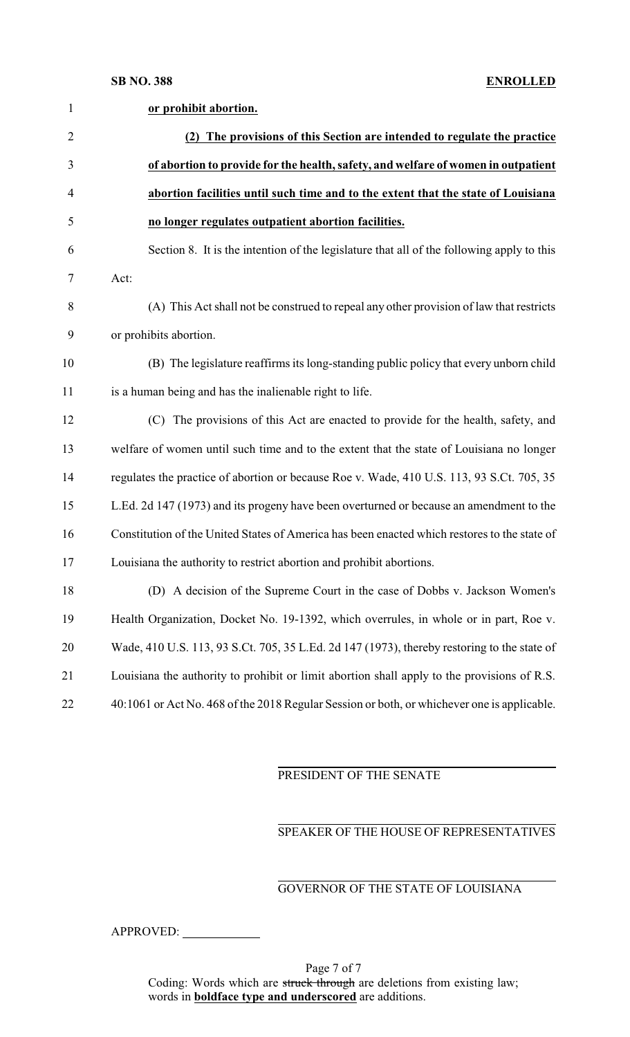**or prohibit abortion.**

**(2) The provisions of this Section are intended to regulate the practice of abortion to provide for the health, safety, and welfare of women in outpatient abortion facilities until such time and to the extent that the state of Louisiana no longer regulates outpatient abortion facilities.**

Section 8. It is the intention of the legislature that all of the following apply to this Act:

(A) This Act shall not be construed to repeal any other provision of law that restricts or prohibits abortion.

(B) The legislature reaffirms its long-standing public policy that every unborn child is a human being and has the inalienable right to life.

(C) The provisions of this Act are enacted to provide for the health, safety, and welfare of women until such time and to the extent that the state of Louisiana no longer regulates the practice of abortion or because Roe v. Wade, 410 U.S. 113, 93 S.Ct. 705, 35 L.Ed. 2d 147 (1973) and its progeny have been overturned or because an amendment to the Constitution of the United States of America has been enacted which restores to the state of Louisiana the authority to restrict abortion and prohibit abortions.

(D) A decision of the Supreme Court in the case of Dobbs v. Jackson Women's Health Organization, Docket No. 19-1392, which overrules, in whole or in part, Roe v. Wade, 410 U.S. 113, 93 S.Ct. 705, 35 L.Ed. 2d 147 (1973), thereby restoring to the state of Louisiana the authority to prohibit or limit abortion shall apply to the provisions of R.S. 40:1061 or Act No. 468 of the 2018 Regular Session or both, or whichever one is applicable.

PRESIDENT OF THE SENATE

SPEAKER OF THE HOUSE OF REPRESENTATIVES

GOVERNOR OF THE STATE OF LOUISIANA

APPROVED: \_\_\_\_\_\_\_\_\_\_\_\_

Coding: Words which are ~~struck through~~ are deletions from existing law; words in **boldface type and underscored** are additions.